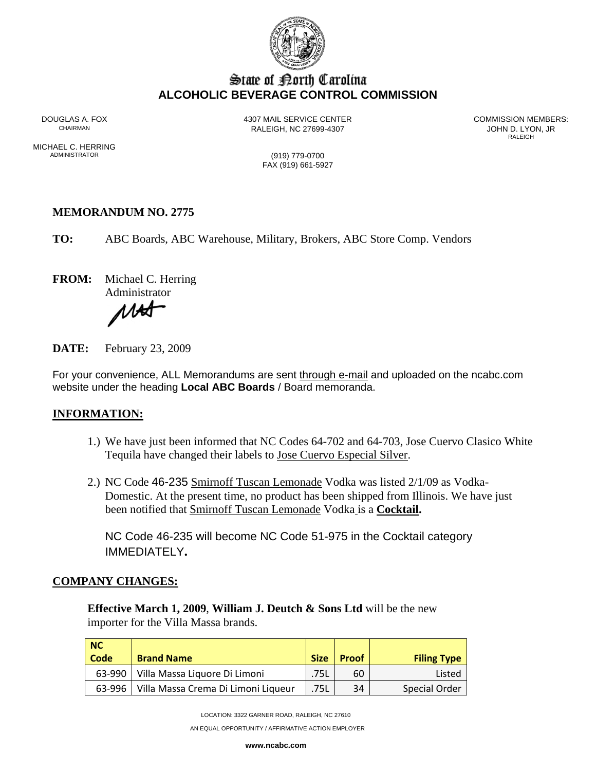# State of North Carolina
## ALCOHOLIC BEVERAGE CONTROL COMMISSION

DOUGLAS A. FOX
CHAIRMAN

MICHAEL C. HERRING
ADMINISTRATOR

4307 MAIL SERVICE CENTER
RALEIGH, NC 27699-4307

(919) 779-0700
FAX (919) 661-5927

COMMISSION MEMBERS:
JOHN D. LYON, JR
RALEIGH

**MEMORANDUM NO. 2775**

**TO:** ABC Boards, ABC Warehouse, Military, Brokers, ABC Store Comp. Vendors

**FROM:** Michael C. Herring
Administrator

**DATE:** February 23, 2009

For your convenience, ALL Memorandums are sent through e-mail and uploaded on the ncabc.com website under the heading **Local ABC Boards** / Board memoranda.

**INFORMATION:**

1.) We have just been informed that NC Codes 64-702 and 64-703, Jose Cuervo Clasico White Tequila have changed their labels to Jose Cuervo Especial Silver.

2.) NC Code 46-235 Smirnoff Tuscan Lemonade Vodka was listed 2/1/09 as Vodka-Domestic. At the present time, no product has been shipped from Illinois. We have just been notified that Smirnoff Tuscan Lemonade Vodka is a **Cocktail.**

NC Code 46-235 will become NC Code 51-975 in the Cocktail category IMMEDIATELY**.**

**COMPANY CHANGES:**

**Effective March 1, 2009**, **William J. Deutch & Sons Ltd** will be the new importer for the Villa Massa brands.

| NC Code | Brand Name | Size | Proof | Filing Type |
|---|---|---|---|---|
| 63-990 | Villa Massa Liquore Di Limoni | .75L | 60 | Listed |
| 63-996 | Villa Massa Crema Di Limoni Liqueur | .75L | 34 | Special Order |

LOCATION: 3322 GARNER ROAD, RALEIGH, NC 27610

AN EQUAL OPPORTUNITY / AFFIRMATIVE ACTION EMPLOYER

www.ncabc.com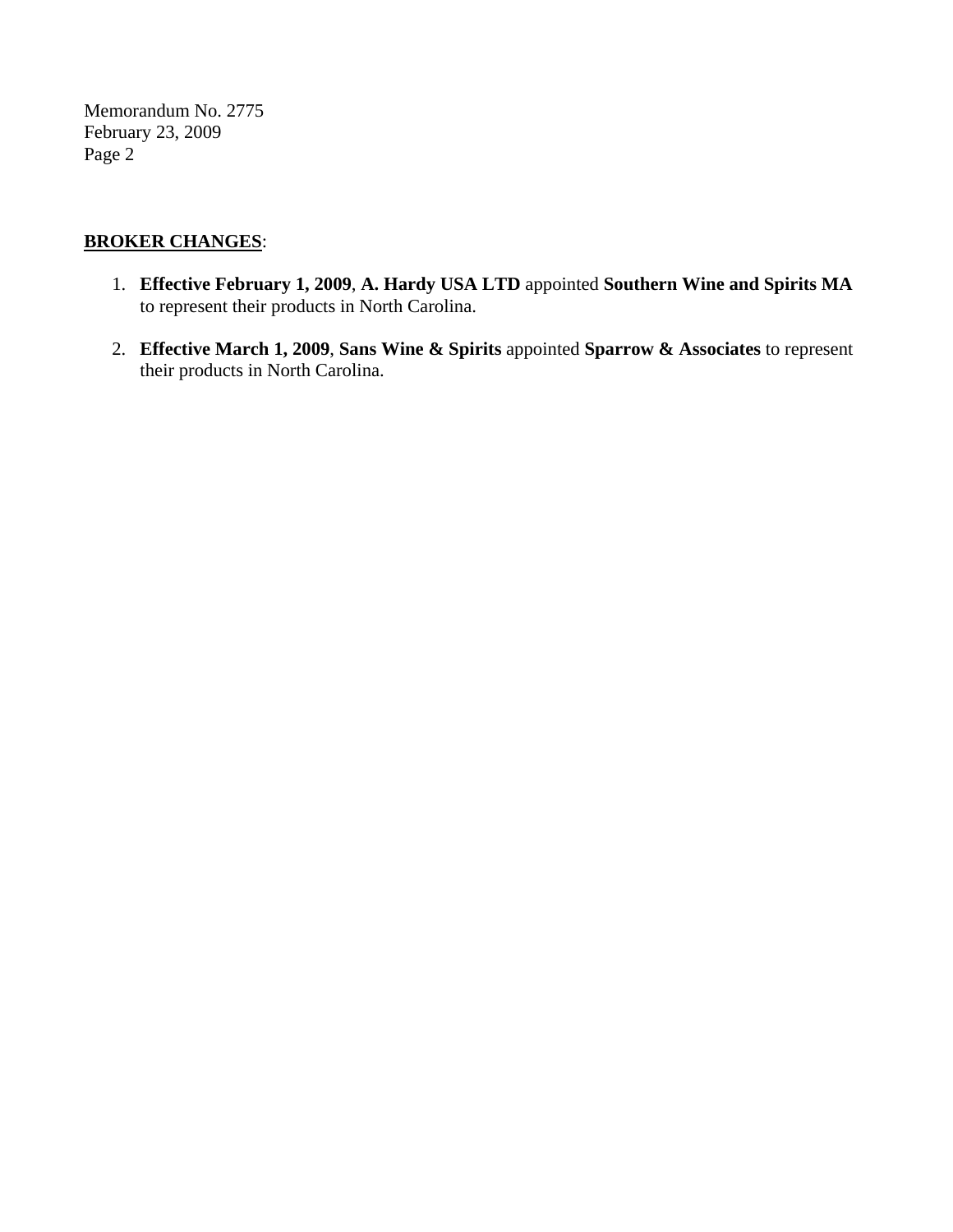**BROKER CHANGES**:

1. **Effective February 1, 2009**, **A. Hardy USA LTD** appointed **Southern Wine and Spirits MA** to represent their products in North Carolina.

2. **Effective March 1, 2009**, **Sans Wine & Spirits** appointed **Sparrow & Associates** to represent their products in North Carolina.